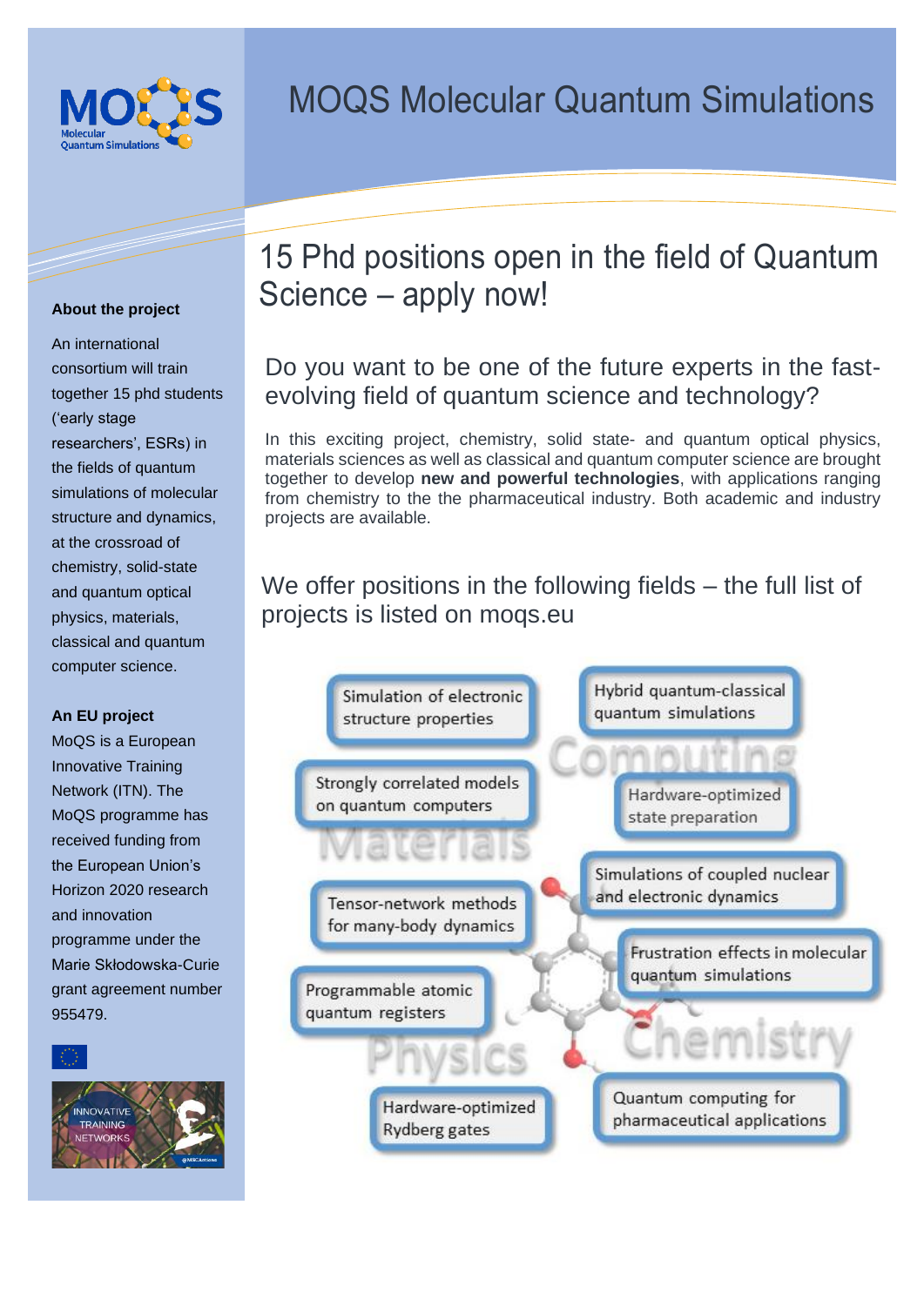# MOQS Molecular Quantum Simulations

## 15 Phd positions open in the field of Quantum Science – apply now!

### Do you want to be one of the future experts in the fast-evolving field of quantum science and technology?

In this exciting project, chemistry, solid state- and quantum optical physics, materials sciences as well as classical and quantum computer science are brought together to develop **new and powerful technologies**, with applications ranging from chemistry to the the pharmaceutical industry. Both academic and industry projects are available.

### We offer positions in the following fields – the full list of projects is listed on moqs.eu

- Simulation of electronic structure properties
- Hybrid quantum-classical quantum simulations
- Strongly correlated models on quantum computers
- Hardware-optimized state preparation
- Simulations of coupled nuclear and electronic dynamics
- Tensor-network methods for many-body dynamics
- Frustration effects in molecular quantum simulations
- Programmable atomic quantum registers
- Hardware-optimized Rydberg gates
- Quantum computing for pharmaceutical applications

Computing · Materials · Physics · Chemistry

**About the project**

An international consortium will train together 15 phd students ('early stage researchers', ESRs) in the fields of quantum simulations of molecular structure and dynamics, at the crossroad of chemistry, solid-state and quantum optical physics, materials, classical and quantum computer science.

**An EU project**

MoQS is a European Innovative Training Network (ITN). The MoQS programme has received funding from the European Union's Horizon 2020 research and innovation programme under the Marie Skłodowska-Curie grant agreement number 955479.

INNOVATIVE TRAINING NETWORKS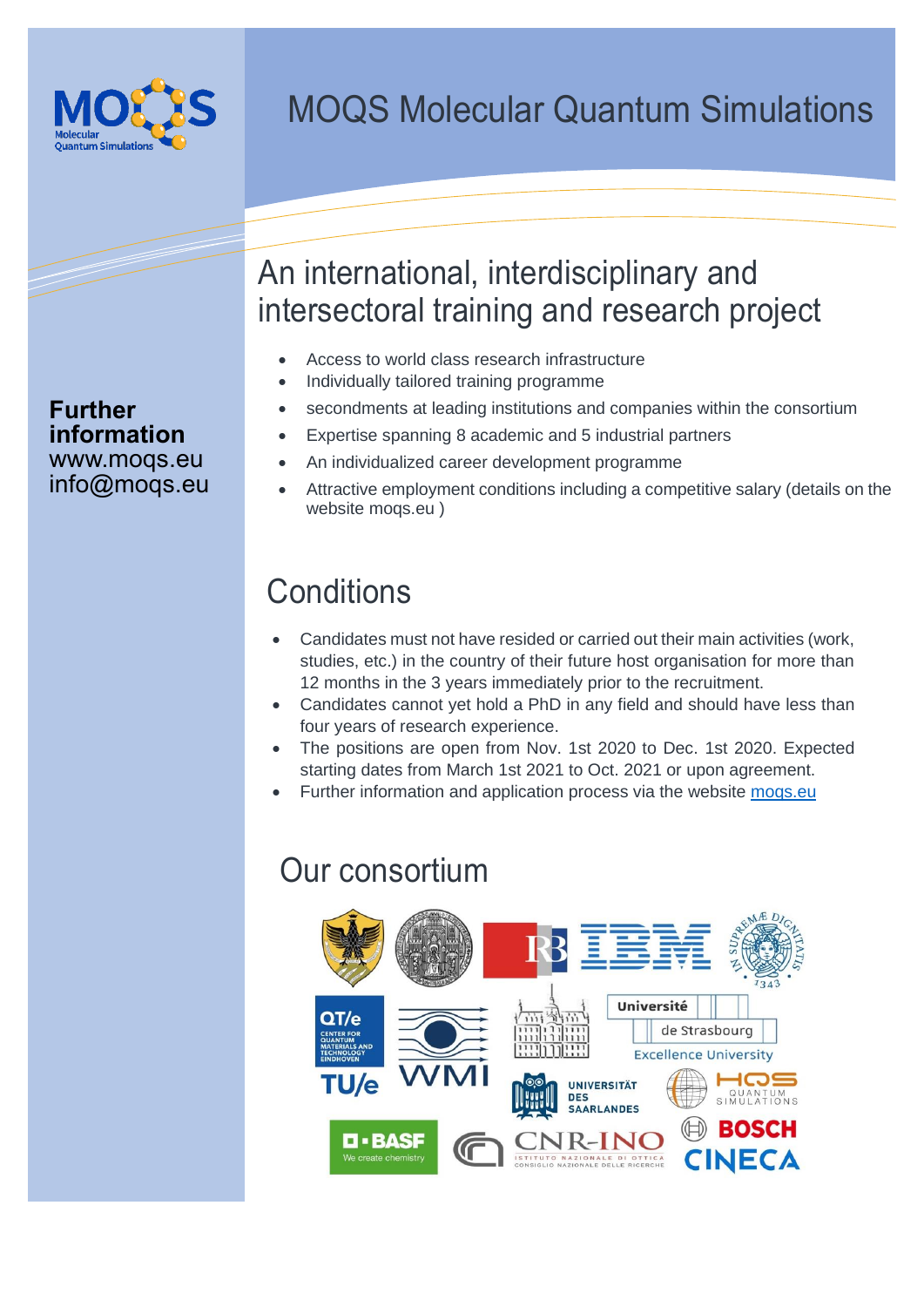# MOQS Molecular Quantum Simulations

**Further information**
www.moqs.eu
info@moqs.eu

## An international, interdisciplinary and intersectoral training and research project

- Access to world class research infrastructure
- Individually tailored training programme
- secondments at leading institutions and companies within the consortium
- Expertise spanning 8 academic and 5 industrial partners
- An individualized career development programme
- Attractive employment conditions including a competitive salary (details on the website moqs.eu )

## Conditions

- Candidates must not have resided or carried out their main activities (work, studies, etc.) in the country of their future host organisation for more than 12 months in the 3 years immediately prior to the recruitment.
- Candidates cannot yet hold a PhD in any field and should have less than four years of research experience.
- The positions are open from Nov. 1st 2020 to Dec. 1st 2020. Expected starting dates from March 1st 2021 to Oct. 2021 or upon agreement.
- Further information and application process via the website [moqs.eu](moqs.eu)

## Our consortium